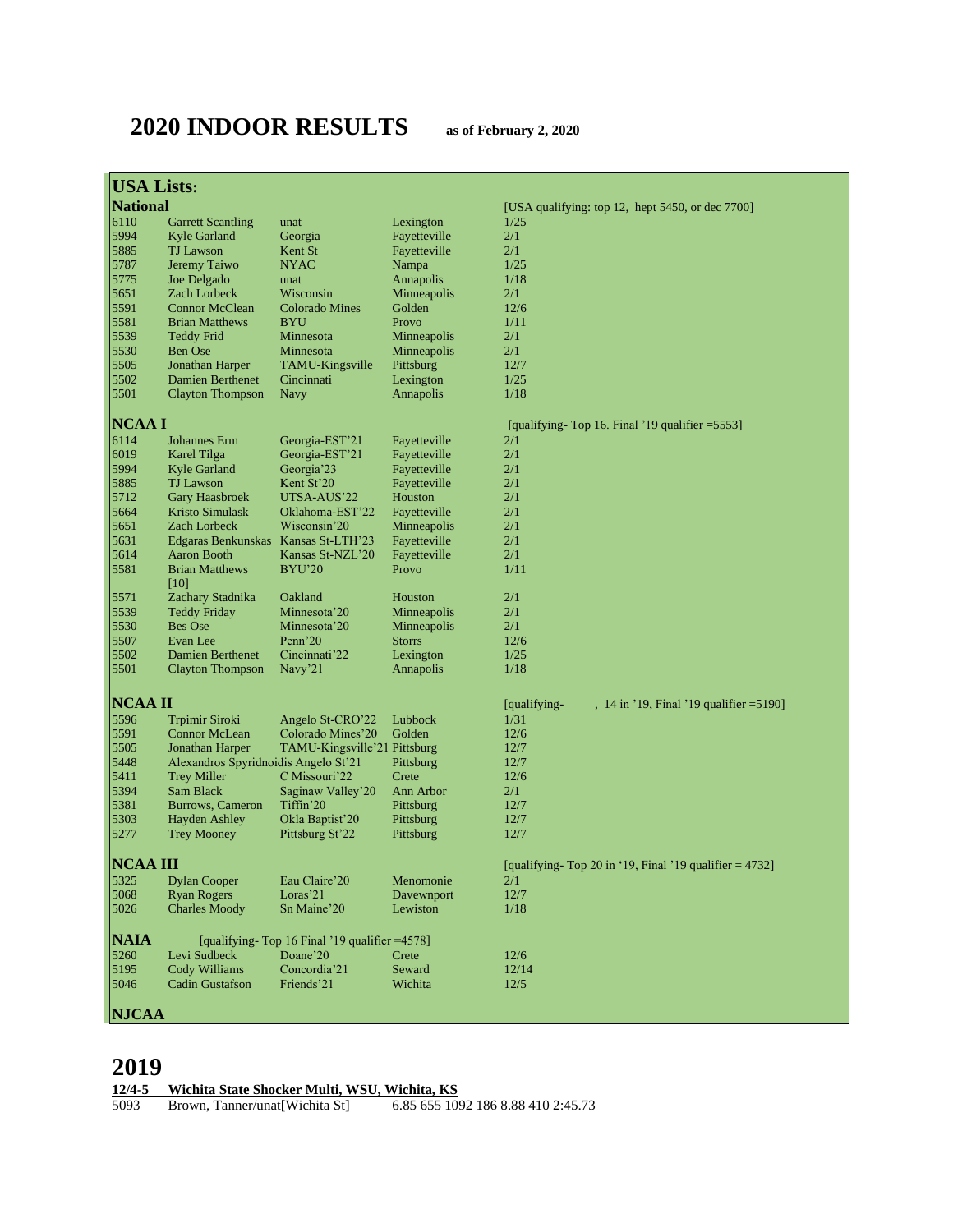# 2020 INDOOR RESULTS as of February 2, 2020

## USA Lists:

### National

[USA qualifying: top 12, hept 5450, or dec 7700]

| | | | | |
|---|---|---|---|---|
| 6110 | Garrett Scantling | unat | Lexington | 1/25 |
| 5994 | Kyle Garland | Georgia | Fayetteville | 2/1 |
| 5885 | TJ Lawson | Kent St | Fayetteville | 2/1 |
| 5787 | Jeremy Taiwo | NYAC | Nampa | 1/25 |
| 5775 | Joe Delgado | unat | Annapolis | 1/18 |
| 5651 | Zach Lorbeck | Wisconsin | Minneapolis | 2/1 |
| 5591 | Connor McClean | Colorado Mines | Golden | 12/6 |
| 5581 | Brian Matthews | BYU | Provo | 1/11 |
| 5539 | Teddy Frid | Minnesota | Minneapolis | 2/1 |
| 5530 | Ben Ose | Minnesota | Minneapolis | 2/1 |
| 5505 | Jonathan Harper | TAMU-Kingsville | Pittsburg | 12/7 |
| 5502 | Damien Berthenet | Cincinnati | Lexington | 1/25 |
| 5501 | Clayton Thompson | Navy | Annapolis | 1/18 |

### NCAA I

[qualifying- Top 16. Final '19 qualifier =5553]

| | | | | |
|---|---|---|---|---|
| 6114 | Johannes Erm | Georgia-EST'21 | Fayetteville | 2/1 |
| 6019 | Karel Tilga | Georgia-EST'21 | Fayetteville | 2/1 |
| 5994 | Kyle Garland | Georgia'23 | Fayetteville | 2/1 |
| 5885 | TJ Lawson | Kent St'20 | Fayetteville | 2/1 |
| 5712 | Gary Haasbroek | UTSA-AUS'22 | Houston | 2/1 |
| 5664 | Kristo Simulask | Oklahoma-EST'22 | Fayetteville | 2/1 |
| 5651 | Zach Lorbeck | Wisconsin'20 | Minneapolis | 2/1 |
| 5631 | Edgaras Benkunskas | Kansas St-LTH'23 | Fayetteville | 2/1 |
| 5614 | Aaron Booth | Kansas St-NZL'20 | Fayetteville | 2/1 |
| 5581 | Brian Matthews [10] | BYU'20 | Provo | 1/11 |
| 5571 | Zachary Stadnika | Oakland | Houston | 2/1 |
| 5539 | Teddy Friday | Minnesota'20 | Minneapolis | 2/1 |
| 5530 | Bes Ose | Minnesota'20 | Minneapolis | 2/1 |
| 5507 | Evan Lee | Penn'20 | Storrs | 12/6 |
| 5502 | Damien Berthenet | Cincinnati'22 | Lexington | 1/25 |
| 5501 | Clayton Thompson | Navy'21 | Annapolis | 1/18 |

### NCAA II

[qualifying- , 14 in '19, Final '19 qualifier =5190]

| | | | | |
|---|---|---|---|---|
| 5596 | Trpimir Siroki | Angelo St-CRO'22 | Lubbock | 1/31 |
| 5591 | Connor McLean | Colorado Mines'20 | Golden | 12/6 |
| 5505 | Jonathan Harper | TAMU-Kingsville'21 | Pittsburg | 12/7 |
| 5448 | Alexandros Spyridnoidis | Angelo St'21 | Pittsburg | 12/7 |
| 5411 | Trey Miller | C Missouri'22 | Crete | 12/6 |
| 5394 | Sam Black | Saginaw Valley'20 | Ann Arbor | 2/1 |
| 5381 | Burrows, Cameron | Tiffin'20 | Pittsburg | 12/7 |
| 5303 | Hayden Ashley | Okla Baptist'20 | Pittsburg | 12/7 |
| 5277 | Trey Mooney | Pittsburg St'22 | Pittsburg | 12/7 |

### NCAA III

[qualifying- Top 20 in '19, Final '19 qualifier = 4732]

| | | | | |
|---|---|---|---|---|
| 5325 | Dylan Cooper | Eau Claire'20 | Menomonie | 2/1 |
| 5068 | Ryan Rogers | Loras'21 | Davewnport | 12/7 |
| 5026 | Charles Moody | Sn Maine'20 | Lewiston | 1/18 |

### NAIA

[qualifying- Top 16 Final '19 qualifier =4578]

| | | | | |
|---|---|---|---|---|
| 5260 | Levi Sudbeck | Doane'20 | Crete | 12/6 |
| 5195 | Cody Williams | Concordia'21 | Seward | 12/14 |
| 5046 | Cadin Gustafson | Friends'21 | Wichita | 12/5 |

### NJCAA

# 2019

**12/4-5 Wichita State Shocker Multi, WSU, Wichita, KS**

5093 Brown, Tanner/unat[Wichita St] 6.85 655 1092 186 8.88 410 2:45.73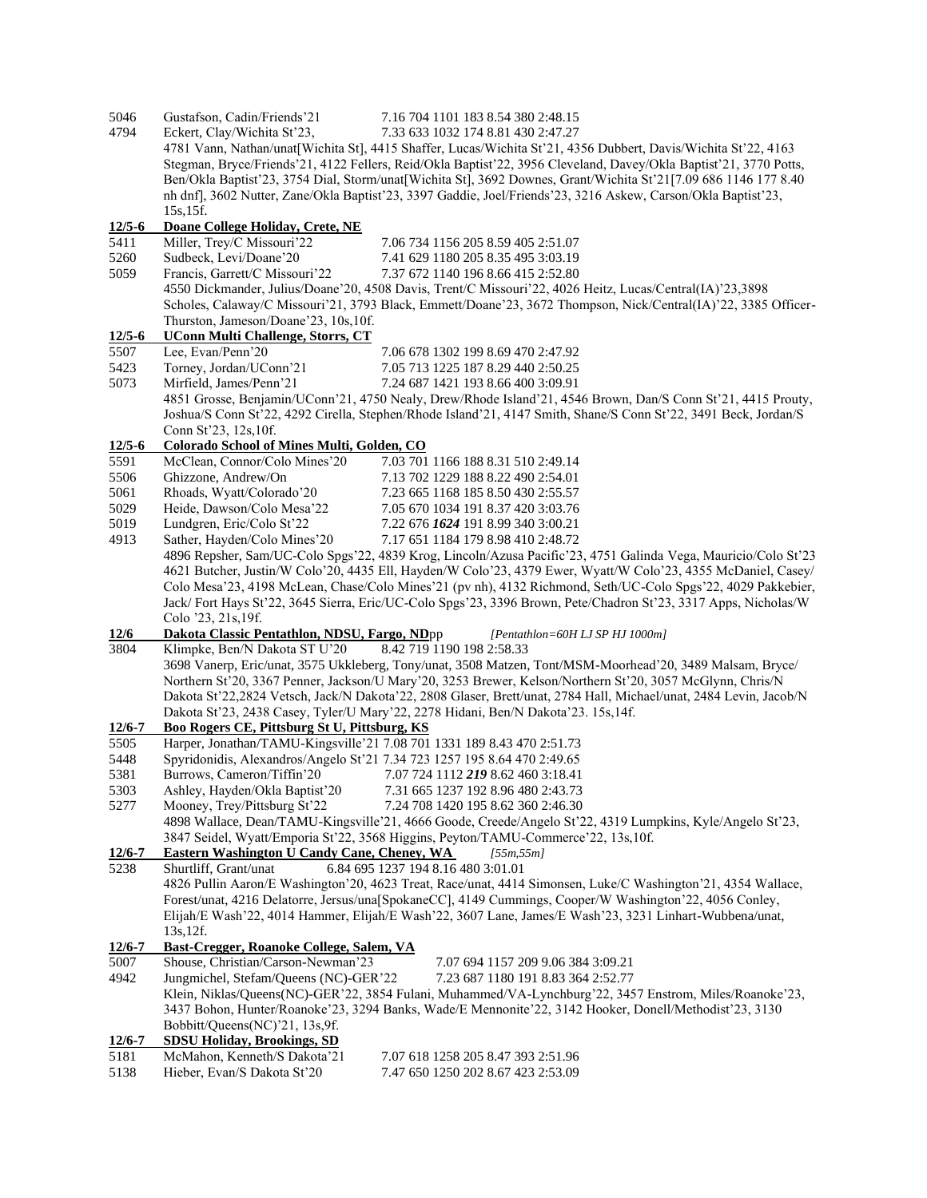5046 Gustafson, Cadin/Friends'21 7.16 704 1101 183 8.54 380 2:48.15
4794 Eckert, Clay/Wichita St'23, 7.33 633 1032 174 8.81 430 2:47.27

4781 Vann, Nathan/unat[Wichita St], 4415 Shaffer, Lucas/Wichita St'21, 4356 Dubbert, Davis/Wichita St'22, 4163 Stegman, Bryce/Friends'21, 4122 Fellers, Reid/Okla Baptist'22, 3956 Cleveland, Davey/Okla Baptist'21, 3770 Potts, Ben/Okla Baptist'23, 3754 Dial, Storm/unat[Wichita St], 3692 Downes, Grant/Wichita St'21[7.09 686 1146 177 8.40 nh dnf], 3602 Nutter, Zane/Okla Baptist'23, 3397 Gaddie, Joel/Friends'23, 3216 Askew, Carson/Okla Baptist'23, 15s,15f.

**12/5-6 Doane College Holiday, Crete, NE**

5411 Miller, Trey/C Missouri'22 7.06 734 1156 205 8.59 405 2:51.07
5260 Sudbeck, Levi/Doane'20 7.41 629 1180 205 8.35 495 3:03.19
5059 Francis, Garrett/C Missouri'22 7.37 672 1140 196 8.66 415 2:52.80

4550 Dickmander, Julius/Doane'20, 4508 Davis, Trent/C Missouri'22, 4026 Heitz, Lucas/Central(IA)'23,3898 Scholes, Calaway/C Missouri'21, 3793 Black, Emmett/Doane'23, 3672 Thompson, Nick/Central(IA)'22, 3385 Officer-Thurston, Jameson/Doane'23, 10s,10f.

**12/5-6 UConn Multi Challenge, Storrs, CT**

5507 Lee, Evan/Penn'20 7.06 678 1302 199 8.69 470 2:47.92
5423 Torney, Jordan/UConn'21 7.05 713 1225 187 8.29 440 2:50.25
5073 Mirfield, James/Penn'21 7.24 687 1421 193 8.66 400 3:09.91

4851 Grosse, Benjamin/UConn'21, 4750 Nealy, Drew/Rhode Island'21, 4546 Brown, Dan/S Conn St'21, 4415 Prouty, Joshua/S Conn St'22, 4292 Cirella, Stephen/Rhode Island'21, 4147 Smith, Shane/S Conn St'22, 3491 Beck, Jordan/S Conn St'23, 12s,10f.

**12/5-6 Colorado School of Mines Multi, Golden, CO**

5591 McClean, Connor/Colo Mines'20 7.03 701 1166 188 8.31 510 2:49.14
5506 Ghizzone, Andrew/On 7.13 702 1229 188 8.22 490 2:54.01
5061 Rhoads, Wyatt/Colorado'20 7.23 665 1168 185 8.50 430 2:55.57
5029 Heide, Dawson/Colo Mesa'22 7.05 670 1034 191 8.37 420 3:03.76
5019 Lundgren, Eric/Colo St'22 7.22 676 ***1624*** 191 8.99 340 3:00.21
4913 Sather, Hayden/Colo Mines'20 7.17 651 1184 179 8.98 410 2:48.72

4896 Repsher, Sam/UC-Colo Spgs'22, 4839 Krog, Lincoln/Azusa Pacific'23, 4751 Galinda Vega, Mauricio/Colo St'23 4621 Butcher, Justin/W Colo'20, 4435 Ell, Hayden/W Colo'23, 4379 Ewer, Wyatt/W Colo'23, 4355 McDaniel, Casey/ Colo Mesa'23, 4198 McLean, Chase/Colo Mines'21 (pv nh), 4132 Richmond, Seth/UC-Colo Spgs'22, 4029 Pakkebier, Jack/ Fort Hays St'22, 3645 Sierra, Eric/UC-Colo Spgs'23, 3396 Brown, Pete/Chadron St'23, 3317 Apps, Nicholas/W Colo '23, 21s,19f.

**12/6 Dakota Classic Pentathlon, NDSU, Fargo, ND**pp *[Pentathlon=60H LJ SP HJ 1000m]*

3804 Klimpke, Ben/N Dakota ST U'20 8.42 719 1190 198 2:58.33

3698 Vanerp, Eric/unat, 3575 Ukkleberg, Tony/unat, 3508 Matzen, Tont/MSM-Moorhead'20, 3489 Malsam, Bryce/ Northern St'20, 3367 Penner, Jackson/U Mary'20, 3253 Brewer, Kelson/Northern St'20, 3057 McGlynn, Chris/N Dakota St'22,2824 Vetsch, Jack/N Dakota'22, 2808 Glaser, Brett/unat, 2784 Hall, Michael/unat, 2484 Levin, Jacob/N Dakota St'23, 2438 Casey, Tyler/U Mary'22, 2278 Hidani, Ben/N Dakota'23. 15s,14f.

**12/6-7 Boo Rogers CE, Pittsburg St U, Pittsburg, KS**

5505 Harper, Jonathan/TAMU-Kingsville'21 7.08 701 1331 189 8.43 470 2:51.73
5448 Spyridonidis, Alexandros/Angelo St'21 7.34 723 1257 195 8.64 470 2:49.65
5381 Burrows, Cameron/Tiffin'20 7.07 724 1112 ***219*** 8.62 460 3:18.41
5303 Ashley, Hayden/Okla Baptist'20 7.31 665 1237 192 8.96 480 2:43.73
5277 Mooney, Trey/Pittsburg St'22 7.24 708 1420 195 8.62 360 2:46.30

4898 Wallace, Dean/TAMU-Kingsville'21, 4666 Goode, Creede/Angelo St'22, 4319 Lumpkins, Kyle/Angelo St'23, 3847 Seidel, Wyatt/Emporia St'22, 3568 Higgins, Peyton/TAMU-Commerce'22, 13s,10f.

**12/6-7 Eastern Washington U Candy Cane, Cheney, WA** *[55m,55m]*

5238 Shurtliff, Grant/unat 6.84 695 1237 194 8.16 480 3:01.01

4826 Pullin Aaron/E Washington'20, 4623 Treat, Race/unat, 4414 Simonsen, Luke/C Washington'21, 4354 Wallace, Forest/unat, 4216 Delatorre, Jersus/una[SpokaneCC], 4149 Cummings, Cooper/W Washington'22, 4056 Conley, Elijah/E Wash'22, 4014 Hammer, Elijah/E Wash'22, 3607 Lane, James/E Wash'23, 3231 Linhart-Wubbena/unat, 13s,12f.

**12/6-7 Bast-Cregger, Roanoke College, Salem, VA**

5007 Shouse, Christian/Carson-Newman'23 7.07 694 1157 209 9.06 384 3:09.21
4942 Jungmichel, Stefam/Queens (NC)-GER'22 7.23 687 1180 191 8.83 364 2:52.77

Klein, Niklas/Queens(NC)-GER'22, 3854 Fulani, Muhammed/VA-Lynchburg'22, 3457 Enstrom, Miles/Roanoke'23, 3437 Bohon, Hunter/Roanoke'23, 3294 Banks, Wade/E Mennonite'22, 3142 Hooker, Donell/Methodist'23, 3130 Bobbitt/Queens(NC)'21, 13s,9f.

**12/6-7 SDSU Holiday, Brookings, SD**

5181 McMahon, Kenneth/S Dakota'21 7.07 618 1258 205 8.47 393 2:51.96
5138 Hieber, Evan/S Dakota St'20 7.47 650 1250 202 8.67 423 2:53.09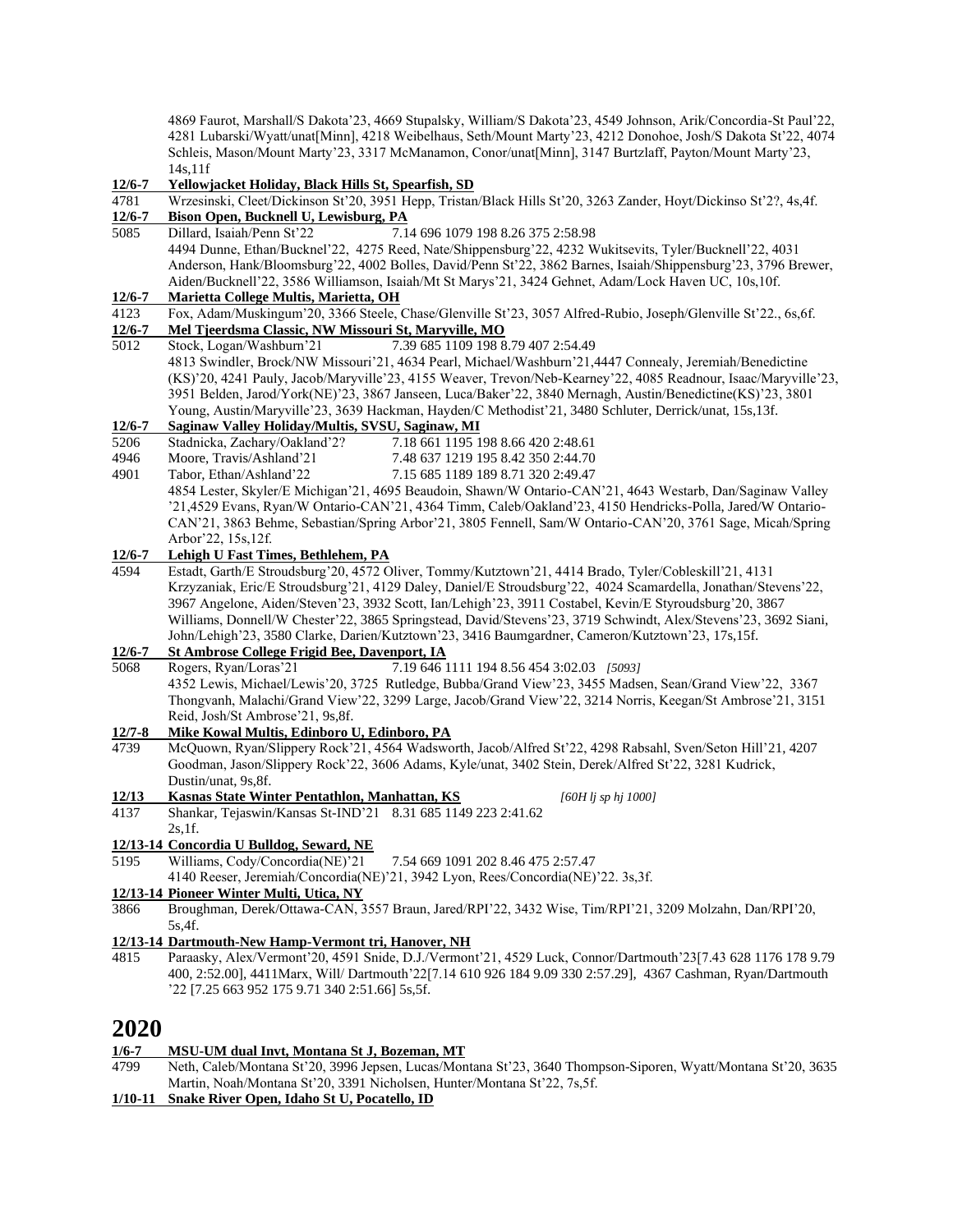4869 Faurot, Marshall/S Dakota'23, 4669 Stupalsky, William/S Dakota'23, 4549 Johnson, Arik/Concordia-St Paul'22, 4281 Lubarski/Wyatt/unat[Minn], 4218 Weibelhaus, Seth/Mount Marty'23, 4212 Donohoe, Josh/S Dakota St'22, 4074 Schleis, Mason/Mount Marty'23, 3317 McManamon, Conor/unat[Minn], 3147 Burtzlaff, Payton/Mount Marty'23, 14s,11f

**12/6-7 Yellowjacket Holiday, Black Hills St, Spearfish, SD**

4781 Wrzesinski, Cleet/Dickinson St'20, 3951 Hepp, Tristan/Black Hills St'20, 3263 Zander, Hoyt/Dickinso St'2?, 4s,4f.

**12/6-7 Bison Open, Bucknell U, Lewisburg, PA**

5085 Dillard, Isaiah/Penn St'22 7.14 696 1079 198 8.26 375 2:58.98

4494 Dunne, Ethan/Bucknel'22, 4275 Reed, Nate/Shippensburg'22, 4232 Wukitsevits, Tyler/Bucknell'22, 4031 Anderson, Hank/Bloomsburg'22, 4002 Bolles, David/Penn St'22, 3862 Barnes, Isaiah/Shippensburg'23, 3796 Brewer, Aiden/Bucknell'22, 3586 Williamson, Isaiah/Mt St Marys'21, 3424 Gehnet, Adam/Lock Haven UC, 10s,10f.

**12/6-7 Marietta College Multis, Marietta, OH**

4123 Fox, Adam/Muskingum'20, 3366 Steele, Chase/Glenville St'23, 3057 Alfred-Rubio, Joseph/Glenville St'22., 6s,6f.

**12/6-7 Mel Tjeerdsma Classic, NW Missouri St, Maryville, MO**

5012 Stock, Logan/Washburn'21 7.39 685 1109 198 8.79 407 2:54.49

4813 Swindler, Brock/NW Missouri'21, 4634 Pearl, Michael/Washburn'21,4447 Connealy, Jeremiah/Benedictine (KS)'20, 4241 Pauly, Jacob/Maryville'23, 4155 Weaver, Trevon/Neb-Kearney'22, 4085 Readnour, Isaac/Maryville'23, 3951 Belden, Jarod/York(NE)'23, 3867 Janseen, Luca/Baker'22, 3840 Mernagh, Austin/Benedictine(KS)'23, 3801 Young, Austin/Maryville'23, 3639 Hackman, Hayden/C Methodist'21, 3480 Schluter, Derrick/unat, 15s,13f.

**12/6-7 Saginaw Valley Holiday/Multis, SVSU, Saginaw, MI**

5206 Stadnicka, Zachary/Oakland'2? 7.18 661 1195 198 8.66 420 2:48.61

4946 Moore, Travis/Ashland'21 7.48 637 1219 195 8.42 350 2:44.70

4901 Tabor, Ethan/Ashland'22 7.15 685 1189 189 8.71 320 2:49.47

4854 Lester, Skyler/E Michigan'21, 4695 Beaudoin, Shawn/W Ontario-CAN'21, 4643 Westarb, Dan/Saginaw Valley '21,4529 Evans, Ryan/W Ontario-CAN'21, 4364 Timm, Caleb/Oakland'23, 4150 Hendricks-Polla, Jared/W Ontario-CAN'21, 3863 Behme, Sebastian/Spring Arbor'21, 3805 Fennell, Sam/W Ontario-CAN'20, 3761 Sage, Micah/Spring Arbor'22, 15s,12f.

**12/6-7 Lehigh U Fast Times, Bethlehem, PA**

4594 Estadt, Garth/E Stroudsburg'20, 4572 Oliver, Tommy/Kutztown'21, 4414 Brado, Tyler/Cobleskill'21, 4131 Krzyzaniak, Eric/E Stroudsburg'21, 4129 Daley, Daniel/E Stroudsburg'22, 4024 Scamardella, Jonathan/Stevens'22, 3967 Angelone, Aiden/Steven'23, 3932 Scott, Ian/Lehigh'23, 3911 Costabel, Kevin/E Styroudsburg'20, 3867 Williams, Donnell/W Chester'22, 3865 Springstead, David/Stevens'23, 3719 Schwindt, Alex/Stevens'23, 3692 Siani, John/Lehigh'23, 3580 Clarke, Darien/Kutztown'23, 3416 Baumgardner, Cameron/Kutztown'23, 17s,15f.

**12/6-7 St Ambrose College Frigid Bee, Davenport, IA**

5068 Rogers, Ryan/Loras'21 7.19 646 1111 194 8.56 454 3:02.03 *[5093]*

4352 Lewis, Michael/Lewis'20, 3725 Rutledge, Bubba/Grand View'23, 3455 Madsen, Sean/Grand View'22, 3367 Thongvanh, Malachi/Grand View'22, 3299 Large, Jacob/Grand View'22, 3214 Norris, Keegan/St Ambrose'21, 3151 Reid, Josh/St Ambrose'21, 9s,8f.

**12/7-8 Mike Kowal Multis, Edinboro U, Edinboro, PA**

4739 McQuown, Ryan/Slippery Rock'21, 4564 Wadsworth, Jacob/Alfred St'22, 4298 Rabsahl, Sven/Seton Hill'21, 4207 Goodman, Jason/Slippery Rock'22, 3606 Adams, Kyle/unat, 3402 Stein, Derek/Alfred St'22, 3281 Kudrick, Dustin/unat, 9s,8f.

**12/13 Kasnas State Winter Pentathlon, Manhattan, KS** *[60H lj sp hj 1000]*

4137 Shankar, Tejaswin/Kansas St-IND'21 8.31 685 1149 223 2:41.62

2s,1f.

**12/13-14 Concordia U Bulldog, Seward, NE**

5195 Williams, Cody/Concordia(NE)'21 7.54 669 1091 202 8.46 475 2:57.47

4140 Reeser, Jeremiah/Concordia(NE)'21, 3942 Lyon, Rees/Concordia(NE)'22. 3s,3f.

**12/13-14 Pioneer Winter Multi, Utica, NY**

3866 Broughman, Derek/Ottawa-CAN, 3557 Braun, Jared/RPI'22, 3432 Wise, Tim/RPI'21, 3209 Molzahn, Dan/RPI'20, 5s,4f.

**12/13-14 Dartmouth-New Hamp-Vermont tri, Hanover, NH**

4815 Paraasky, Alex/Vermont'20, 4591 Snide, D.J./Vermont'21, 4529 Luck, Connor/Dartmouth'23[7.43 628 1176 178 9.79 400, 2:52.00], 4411Marx, Will/ Dartmouth'22[7.14 610 926 184 9.09 330 2:57.29], 4367 Cashman, Ryan/Dartmouth '22 [7.25 663 952 175 9.71 340 2:51.66] 5s,5f.

# 2020

**1/6-7 MSU-UM dual Invt, Montana St J, Bozeman, MT**

4799 Neth, Caleb/Montana St'20, 3996 Jepsen, Lucas/Montana St'23, 3640 Thompson-Siporen, Wyatt/Montana St'20, 3635 Martin, Noah/Montana St'20, 3391 Nicholsen, Hunter/Montana St'22, 7s,5f.

**1/10-11 Snake River Open, Idaho St U, Pocatello, ID**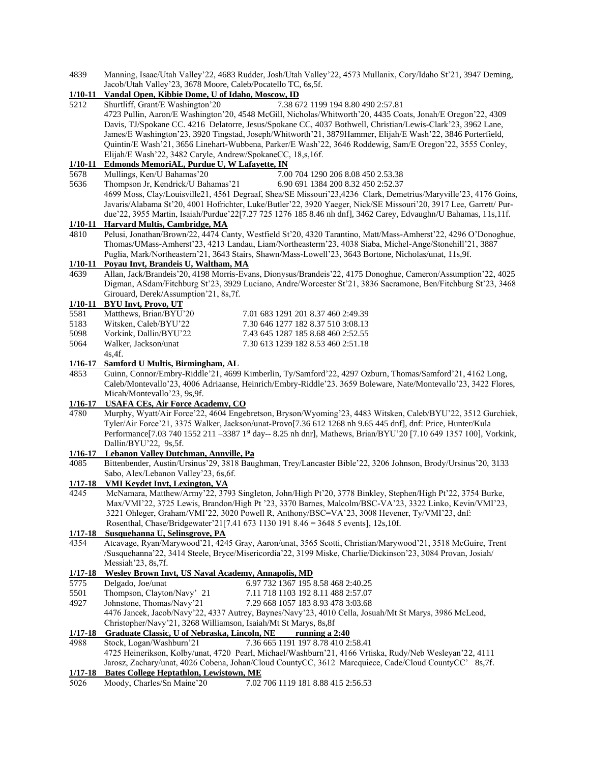4839 Manning, Isaac/Utah Valley'22, 4683 Rudder, Josh/Utah Valley'22, 4573 Mullanix, Cory/Idaho St'21, 3947 Deming, Jacob/Utah Valley'23, 3678 Moore, Caleb/Pocatello TC, 6s,5f.

**1/10-11 Vandal Open, Kibbie Dome, U of Idaho, Moscow, ID**

5212 Shurtliff, Grant/E Washington'20 7.38 672 1199 194 8.80 490 2:57.81
4723 Pullin, Aaron/E Washington'20, 4548 McGill, Nicholas/Whitworth'20, 4435 Coats, Jonah/E Oregon'22, 4309 Davis, TJ/Spokane CC. 4216 Delatorre, Jesus/Spokane CC, 4037 Bothwell, Christian/Lewis-Clark'23, 3962 Lane, James/E Washington'23, 3920 Tingstad, Joseph/Whitworth'21, 3879Hammer, Elijah/E Wash'22, 3846 Porterfield, Quintin/E Wash'21, 3656 Linehart-Wubbena, Parker/E Wash'22, 3646 Roddewig, Sam/E Oregon'22, 3555 Conley, Elijah/E Wash'22, 3482 Caryle, Andrew/SpokaneCC, 18,s,16f.

**1/10-11 Edmonds MemoriAL, Purdue U, W Lafayette, IN**

5678 Mullings, Ken/U Bahamas'20 7.00 704 1290 206 8.08 450 2.53.38
5636 Thompson Jr, Kendrick/U Bahamas'21 6.90 691 1384 200 8.32 450 2:52.37
4699 Moss, Clay/Louisville21, 4561 Degraaf, Shea/SE Missouri'23,4236 Clark, Demetrius/Maryville'23, 4176 Goins, Javaris/Alabama St'20, 4001 Hofrichter, Luke/Butler'22, 3920 Yaeger, Nick/SE Missouri'20, 3917 Lee, Garrett/ Purdue'22, 3955 Martin, Isaiah/Purdue'22[7.27 725 1276 185 8.46 nh dnf], 3462 Carey, Edvaughn/U Bahamas, 11s,11f.

**1/10-11 Harvard Multis, Cambridge, MA**

4810 Pelusi, Jonathan/Brown/22, 4474 Canty, Westfield St'20, 4320 Tarantino, Matt/Mass-Amherst'22, 4296 O'Donoghue, Thomas/UMass-Amherst'23, 4213 Landau, Liam/Northeasterm'23, 4038 Siaba, Michel-Ange/Stonehill'21, 3887 Puglia, Mark/Northeastern'21, 3643 Stairs, Shawn/Mass-Lowell'23, 3643 Bortone, Nicholas/unat, 11s,9f.

**1/10-11 Poyau Invt, Brandeis U, Waltham, MA**

4639 Allan, Jack/Brandeis'20, 4198 Morris-Evans, Dionysus/Brandeis'22, 4175 Donoghue, Cameron/Assumption'22, 4025 Digman, ASdam/Fitchburg St'23, 3929 Luciano, Andre/Worcester St'21, 3836 Sacramone, Ben/Fitchburg St'23, 3468 Girouard, Derek/Assumption'21, 8s,7f.

**1/10-11 BYU Invt, Provo, UT**

5581 Matthews, Brian/BYU'20 7.01 683 1291 201 8.37 460 2:49.39
5183 Witsken, Caleb/BYU'22 7.30 646 1277 182 8.37 510 3:08.13
5098 Vorkink, Dallin/BYU'22 7.43 645 1287 185 8.68 460 2:52.55
5064 Walker, Jackson/unat 7.30 613 1239 182 8.53 460 2:51.18
4s,4f.

**1/16-17 Samford U Multis, Birmingham, AL**

4853 Guinn, Connor/Embry-Riddle'21, 4699 Kimberlin, Ty/Samford'22, 4297 Ozburn, Thomas/Samford'21, 4162 Long, Caleb/Montevallo'23, 4006 Adriaanse, Heinrich/Embry-Riddle'23. 3659 Boleware, Nate/Montevallo'23, 3422 Flores, Micah/Montevallo'23, 9s,9f.

**1/16-17 USAFA CEs, Air Force Academy, CO**

4780 Murphy, Wyatt/Air Force'22, 4604 Engebretson, Bryson/Wyoming'23, 4483 Witsken, Caleb/BYU'22, 3512 Gurchiek, Tyler/Air Force'21, 3375 Walker, Jackson/unat-Provo[7.36 612 1268 nh 9.65 445 dnf], dnf: Price, Hunter/Kula Performance[7.03 740 1552 211 –3387 1st day-- 8.25 nh dnr], Mathews, Brian/BYU'20 [7.10 649 1357 100], Vorkink, Dallin/BYU'22, 9s,5f.

**1/16-17 Lebanon Valley Dutchman, Annville, Pa**

4085 Bittenbender, Austin/Ursinus'29, 3818 Baughman, Trey/Lancaster Bible'22, 3206 Johnson, Brody/Ursinus'20, 3133 Sabo, Alex/Lebanon Valley'23, 6s,6f.

**1/17-18 VMI Keydet Invt, Lexington, VA**

4245 McNamara, Matthew/Army'22, 3793 Singleton, John/High Pt'20, 3778 Binkley, Stephen/High Pt'22, 3754 Burke, Max/VMI'22, 3725 Lewis, Brandon/High Pt '23, 3370 Barnes, Malcolm/BSC-VA'23, 3322 Linko, Kevin/VMI'23, 3221 Ohleger, Graham/VMI'22, 3020 Powell R, Anthony/BSC=VA'23, 3008 Hevener, Ty/VMI'23, dnf: Rosenthal, Chase/Bridgewater'21[7.41 673 1130 191 8.46 = 3648 5 events], 12s,10f.

**1/17-18 Susquehanna U, Selinsgrove, PA**

4354 Atcavage, Ryan/Marywood'21, 4245 Gray, Aaron/unat, 3565 Scotti, Christian/Marywood'21, 3518 McGuire, Trent /Susquehanna'22, 3414 Steele, Bryce/Misericordia'22, 3199 Miske, Charlie/Dickinson'23, 3084 Provan, Josiah/ Messiah'23, 8s,7f.

**1/17-18 Wesley Brown Invt, US Naval Academy, Annapolis, MD**

5775 Delgado, Joe/unat 6.97 732 1367 195 8.58 468 2:40.25
5501 Thompson, Clayton/Navy' 21 7.11 718 1103 192 8.11 488 2:57.07
4927 Johnstone, Thomas/Navy'21 7.29 668 1057 183 8.93 478 3:03.68
4476 Jancek, Jacob/Navy'22, 4337 Autrey, Baynes/Navy'23, 4010 Cella, Josuah/Mt St Marys, 3986 McLeod, Christopher/Navy'21, 3268 Williamson, Isaiah/Mt St Marys, 8s,8f

**1/17-18 Graduate Classic, U of Nebraska, Lincoln, NE running a 2:40**

4988 Stock, Logan/Washburn'21 7.36 665 1191 197 8.78 410 2:58.41
4725 Heinerikson, Kolby/unat, 4720 Pearl, Michael/Washburn'21, 4166 Vrtiska, Rudy/Neb Wesleyan'22, 4111 Jarosz, Zachary/unat, 4026 Cobena, Johan/Cloud CountyCC, 3612 Marcquiece, Cade/Cloud CountyCC' 8s,7f.

**1/17-18 Bates College Heptathlon, Lewistown, ME**

5026 Moody, Charles/Sn Maine'20 7.02 706 1119 181 8.88 415 2:56.53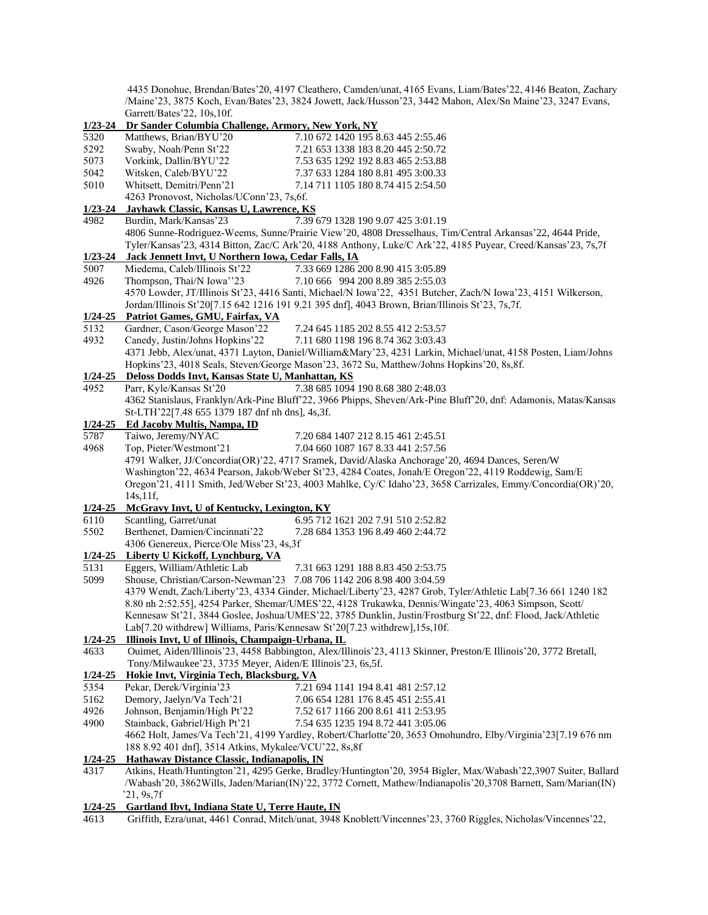4435 Donohue, Brendan/Bates'20, 4197 Cleathero, Camden/unat, 4165 Evans, Liam/Bates'22, 4146 Beaton, Zachary /Maine'23, 3875 Koch, Evan/Bates'23, 3824 Jowett, Jack/Husson'23, 3442 Mahon, Alex/Sn Maine'23, 3247 Evans, Garrett/Bates'22, 10s,10f.

**1/23-24 Dr Sander Columbia Challenge, Armory, New York, NY**

| | | |
|---|---|---|
| 5320 | Matthews, Brian/BYU'20 | 7.10 672 1420 195 8.63 445 2:55.46 |
| 5292 | Swaby, Noah/Penn St'22 | 7.21 653 1338 183 8.20 445 2:50.72 |
| 5073 | Vorkink, Dallin/BYU'22 | 7.53 635 1292 192 8.83 465 2:53.88 |
| 5042 | Witsken, Caleb/BYU'22 | 7.37 633 1284 180 8.81 495 3:00.33 |
| 5010 | Whitsett, Demitri/Penn'21 | 7.14 711 1105 180 8.74 415 2:54.50 |

4263 Pronovost, Nicholas/UConn'23, 7s,6f.

**1/23-24 Jayhawk Classic, Kansas U, Lawrence, KS**

| | | |
|---|---|---|
| 4982 | Burdin, Mark/Kansas'23 | 7.39 679 1328 190 9.07 425 3:01.19 |

4806 Sunne-Rodriguez-Weems, Sunne/Prairie View'20, 4808 Dresselhaus, Tim/Central Arkansas'22, 4644 Pride, Tyler/Kansas'23, 4314 Bitton, Zac/C Ark'20, 4188 Anthony, Luke/C Ark'22, 4185 Puyear, Creed/Kansas'23, 7s,7f

**1/23-24 Jack Jennett Invt, U Northern Iowa, Cedar Falls, IA**

| | | |
|---|---|---|
| 5007 | Miedema, Caleb/Illinois St'22 | 7.33 669 1286 200 8.90 415 3:05.89 |
| 4926 | Thompson, Thai/N Iowa''23 | 7.10 666 994 200 8.89 385 2:55.03 |

4570 Lowder, JT/Illinois St'23, 4416 Santi, Michael/N Iowa'22, 4351 Butcher, Zach/N Iowa'23, 4151 Wilkerson, Jordan/Illinois St'20[7.15 642 1216 191 9.21 395 dnf], 4043 Brown, Brian/Illinois St'23, 7s,7f.

**1/24-25 Patriot Games, GMU, Fairfax, VA**

| | | |
|---|---|---|
| 5132 | Gardner, Cason/George Mason'22 | 7.24 645 1185 202 8.55 412 2:53.57 |
| 4932 | Canedy, Justin/Johns Hopkins'22 | 7.11 680 1198 196 8.74 362 3:03.43 |

4371 Jebb, Alex/unat, 4371 Layton, Daniel/William&Mary'23, 4231 Larkin, Michael/unat, 4158 Posten, Liam/Johns Hopkins'23, 4018 Seals, Steven/George Mason'23, 3672 Su, Matthew/Johns Hopkins'20, 8s,8f.

**1/24-25 Deloss Dodds Invt, Kansas State U, Manhattan, KS**

| | | |
|---|---|---|
| 4952 | Parr, Kyle/Kansas St'20 | 7.38 685 1094 190 8.68 380 2:48.03 |

4362 Stanislaus, Franklyn/Ark-Pine Bluff'22, 3966 Phipps, Sheven/Ark-Pine Bluff'20, dnf: Adamonis, Matas/Kansas St-LTH'22[7.48 655 1379 187 dnf nh dns], 4s,3f.

**1/24-25 Ed Jacoby Multis, Nampa, ID**

| | | |
|---|---|---|
| 5787 | Taiwo, Jeremy/NYAC | 7.20 684 1407 212 8.15 461 2:45.51 |
| 4968 | Top, Pieter/Westmont'21 | 7.04 660 1087 167 8.33 441 2:57.56 |

4791 Walker, JJ/Concordia(OR)'22, 4717 Sramek, David/Alaska Anchorage'20, 4694 Dances, Seren/W Washington'22, 4634 Pearson, Jakob/Weber St'23, 4284 Coates, Jonah/E Oregon'22, 4119 Roddewig, Sam/E Oregon'21, 4111 Smith, Jed/Weber St'23, 4003 Mahlke, Cy/C Idaho'23, 3658 Carrizales, Emmy/Concordia(OR)'20, 14s,11f,

**1/24-25 McGravy Invt, U of Kentucky, Lexington, KY**

| | | |
|---|---|---|
| 6110 | Scantling, Garret/unat | 6.95 712 1621 202 7.91 510 2:52.82 |
| 5502 | Berthenet, Damien/Cincinnati'22 | 7.28 684 1353 196 8.49 460 2:44.72 |

4306 Genereux, Pierce/Ole Miss'23, 4s,3f

**1/24-25 Liberty U Kickoff, Lynchburg, VA**

| | | |
|---|---|---|
| 5131 | Eggers, William/Athletic Lab | 7.31 663 1291 188 8.83 450 2:53.75 |
| 5099 | Shouse, Christian/Carson-Newman'23 | 7.08 706 1142 206 8.98 400 3:04.59 |

4379 Wendt, Zach/Liberty'23, 4334 Ginder, Michael/Liberty'23, 4287 Grob, Tyler/Athletic Lab[7.36 661 1240 182 8.80 nh 2:52.55], 4254 Parker, Shemar/UMES'22, 4128 Trukawka, Dennis/Wingate'23, 4063 Simpson, Scott/ Kennesaw St'21, 3844 Goslee, Joshua/UMES'22, 3785 Dunklin, Justin/Frostburg St'22, dnf: Flood, Jack/Athletic Lab[7.20 withdrew] Williams, Paris/Kennesaw St'20[7.23 withdrew],15s,10f.

**1/24-25 Illinois Invt, U of Illinois, Champaign-Urbana, IL**

4633 Ouimet, Aiden/Illinois'23, 4458 Babbington, Alex/Illinois'23, 4113 Skinner, Preston/E Illinois'20, 3772 Bretall, Tony/Milwaukee'23, 3735 Meyer, Aiden/E Illinois'23, 6s,5f.

**1/24-25 Hokie Invt, Virginia Tech, Blacksburg, VA**

| | | |
|---|---|---|
| 5354 | Pekar, Derek/Virginia'23 | 7.21 694 1141 194 8.41 481 2:57.12 |
| 5162 | Demory, Jaelyn/Va Tech'21 | 7.06 654 1281 176 8.45 451 2:55.41 |
| 4926 | Johnson, Benjamin/High Pt'22 | 7.52 617 1166 200 8.61 411 2:53.95 |
| 4900 | Stainback, Gabriel/High Pt'21 | 7.54 635 1235 194 8.72 441 3:05.06 |

4662 Holt, James/Va Tech'21, 4199 Yardley, Robert/Charlotte'20, 3653 Omohundro, Elby/Virginia'23[7.19 676 nm 188 8.92 401 dnf], 3514 Atkins, Mykalee/VCU'22, 8s,8f

**1/24-25 Hathaway Distance Classic, Indianapolis, IN**

4317 Atkins, Heath/Huntington'21, 4295 Gerke, Bradley/Huntington'20, 3954 Bigler, Max/Wabash'22,3907 Suiter, Ballard /Wabash'20, 3862Wills, Jaden/Marian(IN)'22, 3772 Cornett, Mathew/Indianapolis'20,3708 Barnett, Sam/Marian(IN) '21, 9s,7f

**1/24-25 Gartland Ibvt, Indiana State U, Terre Haute, IN**

4613 Griffith, Ezra/unat, 4461 Conrad, Mitch/unat, 3948 Knoblett/Vincennes'23, 3760 Riggles, Nicholas/Vincennes'22,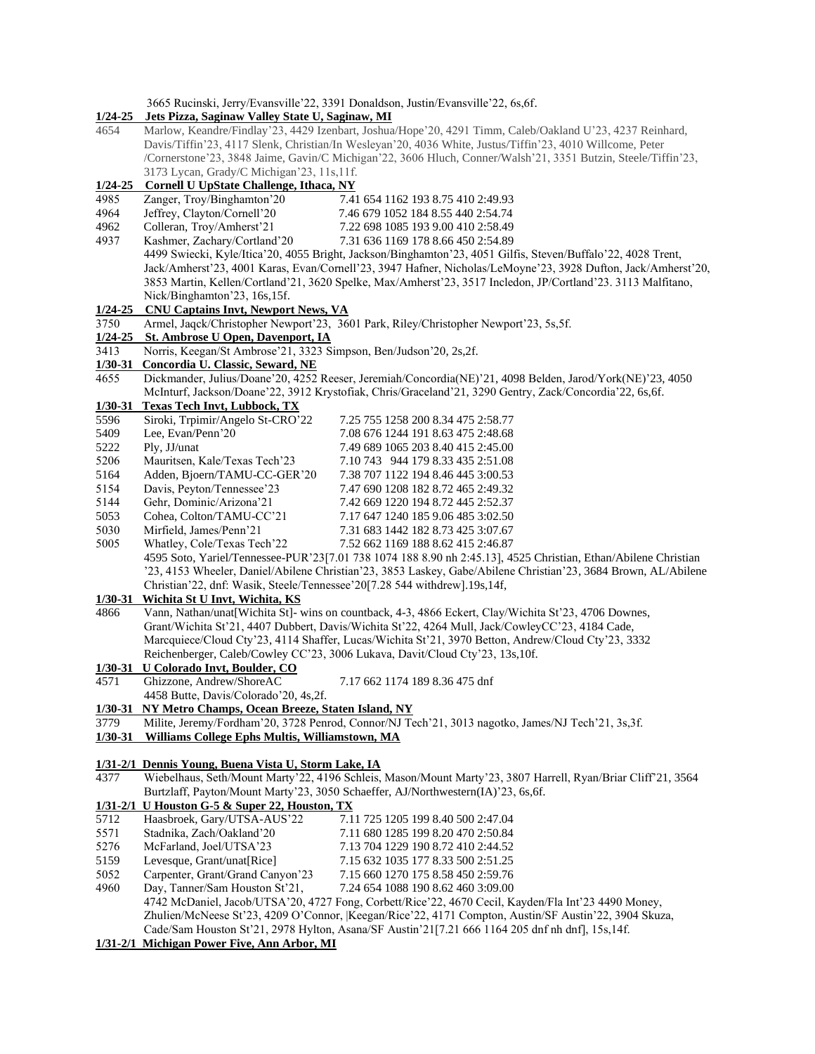3665 Rucinski, Jerry/Evansville'22, 3391 Donaldson, Justin/Evansville'22, 6s,6f.

**1/24-25 Jets Pizza, Saginaw Valley State U, Saginaw, MI**

4654 Marlow, Keandre/Findlay'23, 4429 Izenbart, Joshua/Hope'20, 4291 Timm, Caleb/Oakland U'23, 4237 Reinhard, Davis/Tiffin'23, 4117 Slenk, Christian/In Wesleyan'20, 4036 White, Justus/Tiffin'23, 4010 Willcome, Peter /Cornerstone'23, 3848 Jaime, Gavin/C Michigan'22, 3606 Hluch, Conner/Walsh'21, 3351 Butzin, Steele/Tiffin'23, 3173 Lycan, Grady/C Michigan'23, 11s,11f.

**1/24-25 Cornell U UpState Challenge, Ithaca, NY**

4985 Zanger, Troy/Binghamton'20 7.41 654 1162 193 8.75 410 2:49.93
4964 Jeffrey, Clayton/Cornell'20 7.46 679 1052 184 8.55 440 2:54.74
4962 Colleran, Troy/Amherst'21 7.22 698 1085 193 9.00 410 2:58.49
4937 Kashmer, Zachary/Cortland'20 7.31 636 1169 178 8.66 450 2:54.89
4499 Swiecki, Kyle/Itica'20, 4055 Bright, Jackson/Binghamton'23, 4051 Gilfis, Steven/Buffalo'22, 4028 Trent, Jack/Amherst'23, 4001 Karas, Evan/Cornell'23, 3947 Hafner, Nicholas/LeMoyne'23, 3928 Dufton, Jack/Amherst'20, 3853 Martin, Kellen/Cortland'21, 3620 Spelke, Max/Amherst'23, 3517 Incledon, JP/Cortland'23. 3113 Malfitano, Nick/Binghamton'23, 16s,15f.

**1/24-25 CNU Captains Invt, Newport News, VA**

3750 Armel, Jaqck/Christopher Newport'23, 3601 Park, Riley/Christopher Newport'23, 5s,5f.

**1/24-25 St. Ambrose U Open, Davenport, IA**

3413 Norris, Keegan/St Ambrose'21, 3323 Simpson, Ben/Judson'20, 2s,2f.

**1/30-31 Concordia U. Classic, Seward, NE**

4655 Dickmander, Julius/Doane'20, 4252 Reeser, Jeremiah/Concordia(NE)'21, 4098 Belden, Jarod/York(NE)'23, 4050 McInturf, Jackson/Doane'22, 3912 Krystofiak, Chris/Graceland'21, 3290 Gentry, Zack/Concordia'22, 6s,6f.

**1/30-31 Texas Tech Invt, Lubbock, TX**

5596 Siroki, Trpimir/Angelo St-CRO'22 7.25 755 1258 200 8.34 475 2:58.77
5409 Lee, Evan/Penn'20 7.08 676 1244 191 8.63 475 2:48.68
5222 Ply, JJ/unat 7.49 689 1065 203 8.40 415 2:45.00
5206 Mauritsen, Kale/Texas Tech'23 7.10 743 944 179 8.33 435 2:51.08
5164 Adden, Bjoern/TAMU-CC-GER'20 7.38 707 1122 194 8.46 445 3:00.53
5154 Davis, Peyton/Tennessee'23 7.47 690 1208 182 8.72 465 2:49.32
5144 Gehr, Dominic/Arizona'21 7.42 669 1220 194 8.72 445 2:52.37
5053 Cohea, Colton/TAMU-CC'21 7.17 647 1240 185 9.06 485 3:02.50
5030 Mirfield, James/Penn'21 7.31 683 1442 182 8.73 425 3:07.67
5005 Whatley, Cole/Texas Tech'22 7.52 662 1169 188 8.62 415 2:46.87
4595 Soto, Yariel/Tennessee-PUR'23[7.01 738 1074 188 8.90 nh 2:45.13], 4525 Christian, Ethan/Abilene Christian '23, 4153 Wheeler, Daniel/Abilene Christian'23, 3853 Laskey, Gabe/Abilene Christian'23, 3684 Brown, AL/Abilene Christian'22, dnf: Wasik, Steele/Tennessee'20[7.28 544 withdrew].19s,14f,

**1/30-31 Wichita St U Invt, Wichita, KS**

4866 Vann, Nathan/unat[Wichita St]- wins on countback, 4-3, 4866 Eckert, Clay/Wichita St'23, 4706 Downes, Grant/Wichita St'21, 4407 Dubbert, Davis/Wichita St'22, 4264 Mull, Jack/CowleyCC'23, 4184 Cade, Marcquiece/Cloud Cty'23, 4114 Shaffer, Lucas/Wichita St'21, 3970 Betton, Andrew/Cloud Cty'23, 3332 Reichenberger, Caleb/Cowley CC'23, 3006 Lukava, Davit/Cloud Cty'23, 13s,10f.

**1/30-31 U Colorado Invt, Boulder, CO**

4571 Ghizzone, Andrew/ShoreAC 7.17 662 1174 189 8.36 475 dnf
4458 Butte, Davis/Colorado'20, 4s,2f.

**1/30-31 NY Metro Champs, Ocean Breeze, Staten Island, NY**

3779 Milite, Jeremy/Fordham'20, 3728 Penrod, Connor/NJ Tech'21, 3013 nagotko, James/NJ Tech'21, 3s,3f.

**1/30-31 Williams College Ephs Multis, Williamstown, MA**

**1/31-2/1 Dennis Young, Buena Vista U, Storm Lake, IA**

4377 Wiebelhaus, Seth/Mount Marty'22, 4196 Schleis, Mason/Mount Marty'23, 3807 Harrell, Ryan/Briar Cliff'21, 3564 Burtzlaff, Payton/Mount Marty'23, 3050 Schaeffer, AJ/Northwestern(IA)'23, 6s,6f.

**1/31-2/1 U Houston G-5 & Super 22, Houston, TX**

5712 Haasbroek, Gary/UTSA-AUS'22 7.11 725 1205 199 8.40 500 2:47.04
5571 Stadnika, Zach/Oakland'20 7.11 680 1285 199 8.20 470 2:50.84
5276 McFarland, Joel/UTSA'23 7.13 704 1229 190 8.72 410 2:44.52
5159 Levesque, Grant/unat[Rice] 7.15 632 1035 177 8.33 500 2:51.25
5052 Carpenter, Grant/Grand Canyon'23 7.15 660 1270 175 8.58 450 2:59.76
4960 Day, Tanner/Sam Houston St'21, 7.24 654 1088 190 8.62 460 3:09.00
4742 McDaniel, Jacob/UTSA'20, 4727 Fong, Corbett/Rice'22, 4670 Cecil, Kayden/Fla Int'23 4490 Money, Zhulien/McNeese St'23, 4209 O'Connor, |Keegan/Rice'22, 4171 Compton, Austin/SF Austin'22, 3904 Skuza, Cade/Sam Houston St'21, 2978 Hylton, Asana/SF Austin'21[7.21 666 1164 205 dnf nh dnf], 15s,14f.

**1/31-2/1 Michigan Power Five, Ann Arbor, MI**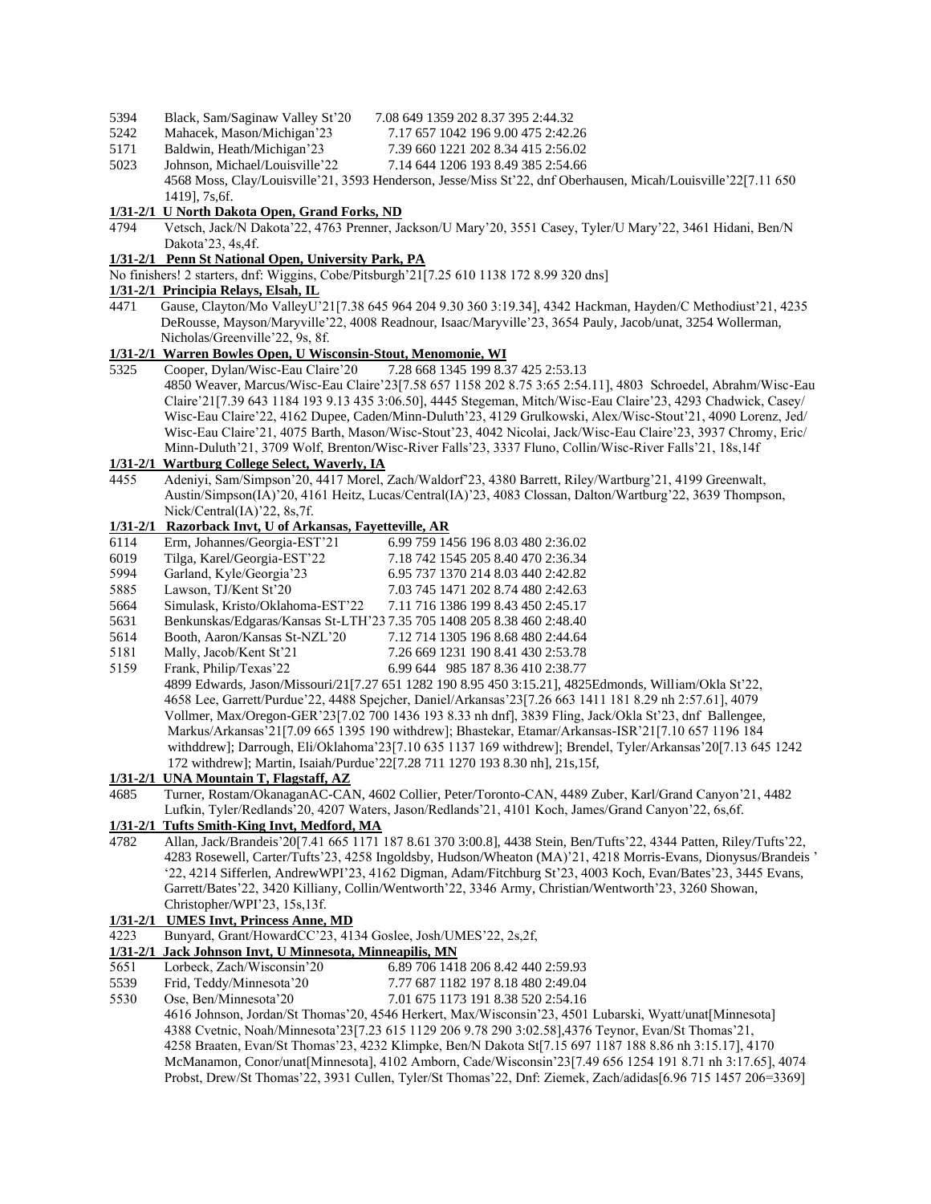5394 Black, Sam/Saginaw Valley St'20 7.08 649 1359 202 8.37 395 2:44.32
5242 Mahacek, Mason/Michigan'23 7.17 657 1042 196 9.00 475 2:42.26
5171 Baldwin, Heath/Michigan'23 7.39 660 1221 202 8.34 415 2:56.02
5023 Johnson, Michael/Louisville'22 7.14 644 1206 193 8.49 385 2:54.66
4568 Moss, Clay/Louisville'21, 3593 Henderson, Jesse/Miss St'22, dnf Oberhausen, Micah/Louisville'22[7.11 650 1419], 7s,6f.

**1/31-2/1 U North Dakota Open, Grand Forks, ND**

4794 Vetsch, Jack/N Dakota'22, 4763 Prenner, Jackson/U Mary'20, 3551 Casey, Tyler/U Mary'22, 3461 Hidani, Ben/N Dakota'23, 4s,4f.

**1/31-2/1 Penn St National Open, University Park, PA**

No finishers! 2 starters, dnf: Wiggins, Cobe/Pitsburgh'21[7.25 610 1138 172 8.99 320 dns]

**1/31-2/1 Principia Relays, Elsah, IL**

4471 Gause, Clayton/Mo ValleyU'21[7.38 645 964 204 9.30 360 3:19.34], 4342 Hackman, Hayden/C Methodiust'21, 4235 DeRousse, Mayson/Maryville'22, 4008 Readnour, Isaac/Maryville'23, 3654 Pauly, Jacob/unat, 3254 Wollerman, Nicholas/Greenville'22, 9s, 8f.

**1/31-2/1 Warren Bowles Open, U Wisconsin-Stout, Menomonie, WI**

5325 Cooper, Dylan/Wisc-Eau Claire'20 7.28 668 1345 199 8.37 425 2:53.13
4850 Weaver, Marcus/Wisc-Eau Claire'23[7.58 657 1158 202 8.75 3:65 2:54.11], 4803 Schroedel, Abrahm/Wisc-Eau Claire'21[7.39 643 1184 193 9.13 435 3:06.50], 4445 Stegeman, Mitch/Wisc-Eau Claire'23, 4293 Chadwick, Casey/Wisc-Eau Claire'22, 4162 Dupee, Caden/Minn-Duluth'23, 4129 Grulkowski, Alex/Wisc-Stout'21, 4090 Lorenz, Jed/Wisc-Eau Claire'21, 4075 Barth, Mason/Wisc-Stout'23, 4042 Nicolai, Jack/Wisc-Eau Claire'23, 3937 Chromy, Eric/Minn-Duluth'21, 3709 Wolf, Brenton/Wisc-River Falls'23, 3337 Fluno, Collin/Wisc-River Falls'21, 18s,14f

**1/31-2/1 Wartburg College Select, Waverly, IA**

4455 Adeniyi, Sam/Simpson'20, 4417 Morel, Zach/Waldorf'23, 4380 Barrett, Riley/Wartburg'21, 4199 Greenwalt, Austin/Simpson(IA)'20, 4161 Heitz, Lucas/Central(IA)'23, 4083 Clossan, Dalton/Wartburg'22, 3639 Thompson, Nick/Central(IA)'22, 8s,7f.

**1/31-2/1 Razorback Invt, U of Arkansas, Fayetteville, AR**

6114 Erm, Johannes/Georgia-EST'21 6.99 759 1456 196 8.03 480 2:36.02
6019 Tilga, Karel/Georgia-EST'22 7.18 742 1545 205 8.40 470 2:36.34
5994 Garland, Kyle/Georgia'23 6.95 737 1370 214 8.03 440 2:42.82
5885 Lawson, TJ/Kent St'20 7.03 745 1471 202 8.74 480 2:42.63
5664 Simulask, Kristo/Oklahoma-EST'22 7.11 716 1386 199 8.43 450 2:45.17
5631 Benkunskas/Edgaras/Kansas St-LTH'23 7.35 705 1408 205 8.38 460 2:48.40
5614 Booth, Aaron/Kansas St-NZL'20 7.12 714 1305 196 8.68 480 2:44.64
5181 Mally, Jacob/Kent St'21 7.26 669 1231 190 8.41 430 2:53.78
5159 Frank, Philip/Texas'22 6.99 644 985 187 8.36 410 2:38.77
4899 Edwards, Jason/Missouri/21[7.27 651 1282 190 8.95 450 3:15.21], 4825Edmonds, William/Okla St'22, 4658 Lee, Garrett/Purdue'22, 4488 Spejcher, Daniel/Arkansas'23[7.26 663 1411 181 8.29 nh 2:57.61], 4079 Vollmer, Max/Oregon-GER'23[7.02 700 1436 193 8.33 nh dnf], 3839 Fling, Jack/Okla St'23, dnf Ballengee, Markus/Arkansas'21[7.09 665 1395 190 withdrew]; Bhastekar, Etamar/Arkansas-ISR'21[7.10 657 1196 184 withddrew]; Darrough, Eli/Oklahoma'23[7.10 635 1137 169 withdrew]; Brendel, Tyler/Arkansas'20[7.13 645 1242 172 withdrew]; Martin, Isaiah/Purdue'22[7.28 711 1270 193 8.30 nh], 21s,15f,

**1/31-2/1 UNA Mountain T, Flagstaff, AZ**

4685 Turner, Rostam/OkanaganAC-CAN, 4602 Collier, Peter/Toronto-CAN, 4489 Zuber, Karl/Grand Canyon'21, 4482 Lufkin, Tyler/Redlands'20, 4207 Waters, Jason/Redlands'21, 4101 Koch, James/Grand Canyon'22, 6s,6f.

**1/31-2/1 Tufts Smith-King Invt, Medford, MA**

4782 Allan, Jack/Brandeis'20[7.41 665 1171 187 8.61 370 3:00.8], 4438 Stein, Ben/Tufts'22, 4344 Patten, Riley/Tufts'22, 4283 Rosewell, Carter/Tufts'23, 4258 Ingoldsby, Hudson/Wheaton (MA)'21, 4218 Morris-Evans, Dionysus/Brandeis ' '22, 4214 Sifferlen, AndrewWPI'23, 4162 Digman, Adam/Fitchburg St'23, 4003 Koch, Evan/Bates'23, 3445 Evans, Garrett/Bates'22, 3420 Killiany, Collin/Wentworth'22, 3346 Army, Christian/Wentworth'23, 3260 Showan, Christopher/WPI'23, 15s,13f.

**1/31-2/1 UMES Invt, Princess Anne, MD**

4223 Bunyard, Grant/HowardCC'23, 4134 Goslee, Josh/UMES'22, 2s,2f,

**1/31-2/1 Jack Johnson Invt, U Minnesota, Minneapilis, MN**

5651 Lorbeck, Zach/Wisconsin'20 6.89 706 1418 206 8.42 440 2:59.93
5539 Frid, Teddy/Minnesota'20 7.77 687 1182 197 8.18 480 2:49.04
5530 Ose, Ben/Minnesota'20 7.01 675 1173 191 8.38 520 2:54.16
4616 Johnson, Jordan/St Thomas'20, 4546 Herkert, Max/Wisconsin'23, 4501 Lubarski, Wyatt/unat[Minnesota] 4388 Cvetnic, Noah/Minnesota'23[7.23 615 1129 206 9.78 290 3:02.58],4376 Teynor, Evan/St Thomas'21, 4258 Braaten, Evan/St Thomas'23, 4232 Klimpke, Ben/N Dakota St[7.15 697 1187 188 8.86 nh 3:15.17], 4170 McManamon, Conor/unat[Minnesota], 4102 Amborn, Cade/Wisconsin'23[7.49 656 1254 191 8.71 nh 3:17.65], 4074 Probst, Drew/St Thomas'22, 3931 Cullen, Tyler/St Thomas'22, Dnf: Ziemek, Zach/adidas[6.96 715 1457 206=3369]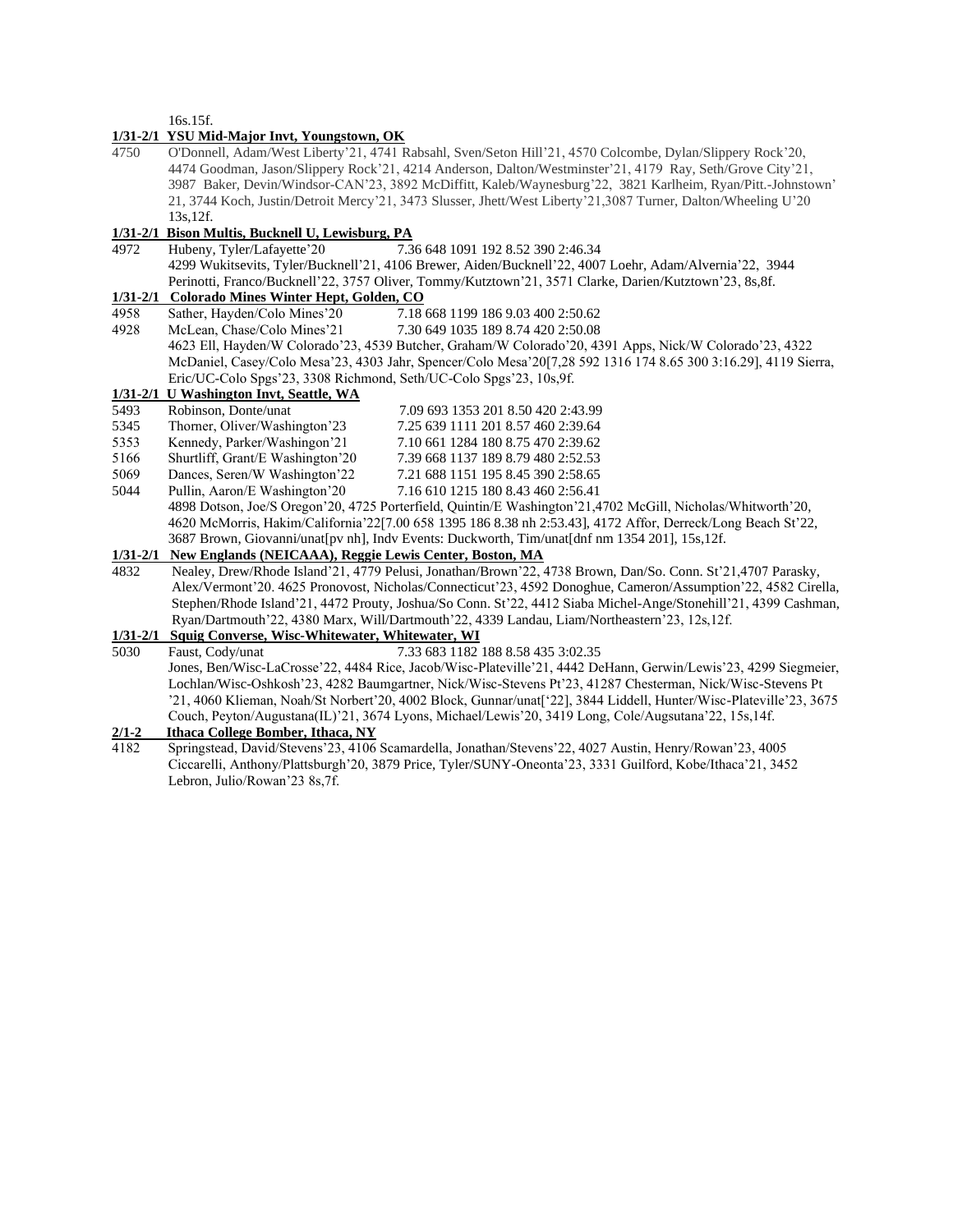16s.15f.

**1/31-2/1 YSU Mid-Major Invt, Youngstown, OK**

4750 O'Donnell, Adam/West Liberty'21, 4741 Rabsahl, Sven/Seton Hill'21, 4570 Colcombe, Dylan/Slippery Rock'20, 4474 Goodman, Jason/Slippery Rock'21, 4214 Anderson, Dalton/Westminster'21, 4179 Ray, Seth/Grove City'21, 3987 Baker, Devin/Windsor-CAN'23, 3892 McDiffitt, Kaleb/Waynesburg'22, 3821 Karlheim, Ryan/Pitt.-Johnstown' 21, 3744 Koch, Justin/Detroit Mercy'21, 3473 Slusser, Jhett/West Liberty'21,3087 Turner, Dalton/Wheeling U'20 13s,12f.

**1/31-2/1 Bison Multis, Bucknell U, Lewisburg, PA**

4972 Hubeny, Tyler/Lafayette'20 7.36 648 1091 192 8.52 390 2:46.34
4299 Wukitsevits, Tyler/Bucknell'21, 4106 Brewer, Aiden/Bucknell'22, 4007 Loehr, Adam/Alvernia'22, 3944 Perinotti, Franco/Bucknell'22, 3757 Oliver, Tommy/Kutztown'21, 3571 Clarke, Darien/Kutztown'23, 8s,8f.

**1/31-2/1 Colorado Mines Winter Hept, Golden, CO**

4958 Sather, Hayden/Colo Mines'20 7.18 668 1199 186 9.03 400 2:50.62
4928 McLean, Chase/Colo Mines'21 7.30 649 1035 189 8.74 420 2:50.08
4623 Ell, Hayden/W Colorado'23, 4539 Butcher, Graham/W Colorado'20, 4391 Apps, Nick/W Colorado'23, 4322 McDaniel, Casey/Colo Mesa'23, 4303 Jahr, Spencer/Colo Mesa'20[7,28 592 1316 174 8.65 300 3:16.29], 4119 Sierra, Eric/UC-Colo Spgs'23, 3308 Richmond, Seth/UC-Colo Spgs'23, 10s,9f.

**1/31-2/1 U Washington Invt, Seattle, WA**

| | | |
|---|---|---|
| 5493 | Robinson, Donte/unat | 7.09 693 1353 201 8.50 420 2:43.99 |
| 5345 | Thorner, Oliver/Washington'23 | 7.25 639 1111 201 8.57 460 2:39.64 |
| 5353 | Kennedy, Parker/Washingon'21 | 7.10 661 1284 180 8.75 470 2:39.62 |
| 5166 | Shurtliff, Grant/E Washington'20 | 7.39 668 1137 189 8.79 480 2:52.53 |
| 5069 | Dances, Seren/W Washington'22 | 7.21 688 1151 195 8.45 390 2:58.65 |
| 5044 | Pullin, Aaron/E Washington'20 | 7.16 610 1215 180 8.43 460 2:56.41 |

4898 Dotson, Joe/S Oregon'20, 4725 Porterfield, Quintin/E Washington'21,4702 McGill, Nicholas/Whitworth'20, 4620 McMorris, Hakim/California'22[7.00 658 1395 186 8.38 nh 2:53.43], 4172 Affor, Derreck/Long Beach St'22, 3687 Brown, Giovanni/unat[pv nh], Indv Events: Duckworth, Tim/unat[dnf nm 1354 201], 15s,12f.

**1/31-2/1 New Englands (NEICAAA), Reggie Lewis Center, Boston, MA**

4832 Nealey, Drew/Rhode Island'21, 4779 Pelusi, Jonathan/Brown'22, 4738 Brown, Dan/So. Conn. St'21,4707 Parasky, Alex/Vermont'20. 4625 Pronovost, Nicholas/Connecticut'23, 4592 Donoghue, Cameron/Assumption'22, 4582 Cirella, Stephen/Rhode Island'21, 4472 Prouty, Joshua/So Conn. St'22, 4412 Siaba Michel-Ange/Stonehill'21, 4399 Cashman, Ryan/Dartmouth'22, 4380 Marx, Will/Dartmouth'22, 4339 Landau, Liam/Northeastern'23, 12s,12f.

**1/31-2/1 Squig Converse, Wisc-Whitewater, Whitewater, WI**

5030 Faust, Cody/unat 7.33 683 1182 188 8.58 435 3:02.35
Jones, Ben/Wisc-LaCrosse'22, 4484 Rice, Jacob/Wisc-Plateville'21, 4442 DeHann, Gerwin/Lewis'23, 4299 Siegmeier, Lochlan/Wisc-Oshkosh'23, 4282 Baumgartner, Nick/Wisc-Stevens Pt'23, 41287 Chesterman, Nick/Wisc-Stevens Pt '21, 4060 Klieman, Noah/St Norbert'20, 4002 Block, Gunnar/unat['22], 3844 Liddell, Hunter/Wisc-Plateville'23, 3675 Couch, Peyton/Augustana(IL)'21, 3674 Lyons, Michael/Lewis'20, 3419 Long, Cole/Augsutana'22, 15s,14f.

**2/1-2 Ithaca College Bomber, Ithaca, NY**

4182 Springstead, David/Stevens'23, 4106 Scamardella, Jonathan/Stevens'22, 4027 Austin, Henry/Rowan'23, 4005 Ciccarelli, Anthony/Plattsburgh'20, 3879 Price, Tyler/SUNY-Oneonta'23, 3331 Guilford, Kobe/Ithaca'21, 3452 Lebron, Julio/Rowan'23 8s,7f.